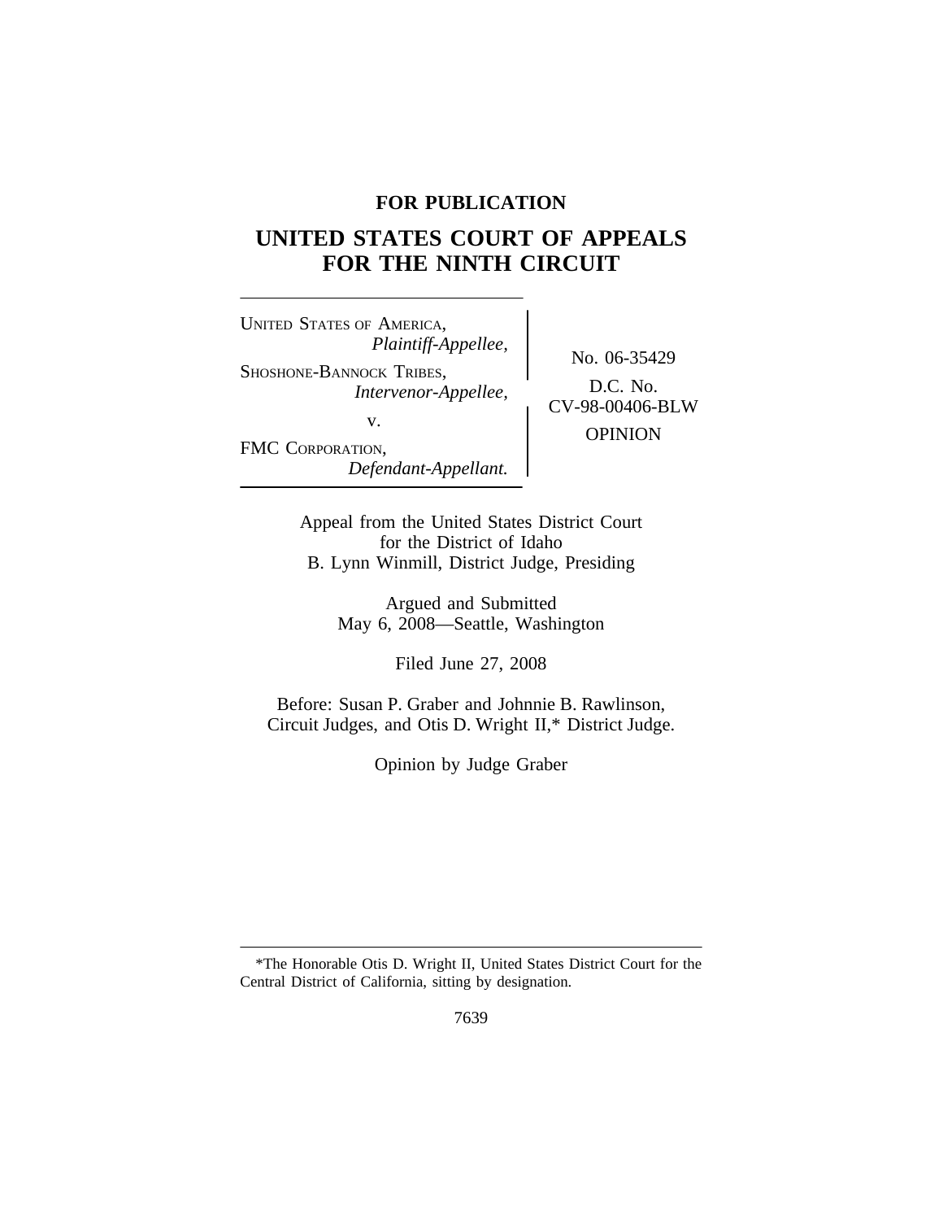**FOR PUBLICATION**

# UNITED STATES COURT OF APPEALS FOR THE NINTH CIRCUIT

UNITED STATES OF AMERICA,
*Plaintiff-Appellee,*

SHOSHONE-BANNOCK TRIBES,
*Intervenor-Appellee,*

v.

FMC CORPORATION,
*Defendant-Appellant.*

No. 06-35429

D.C. No. CV-98-00406-BLW

OPINION

Appeal from the United States District Court for the District of Idaho
B. Lynn Winmill, District Judge, Presiding

Argued and Submitted
May 6, 2008—Seattle, Washington

Filed June 27, 2008

Before: Susan P. Graber and Johnnie B. Rawlinson, Circuit Judges, and Otis D. Wright II,* District Judge.

Opinion by Judge Graber

*The Honorable Otis D. Wright II, United States District Court for the Central District of California, sitting by designation.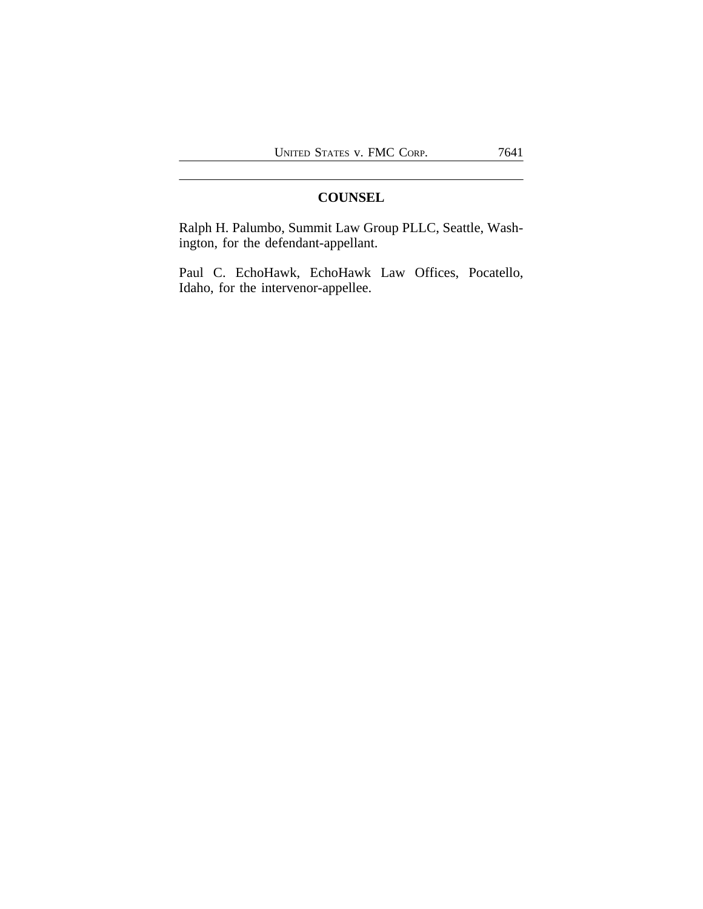## COUNSEL

Ralph H. Palumbo, Summit Law Group PLLC, Seattle, Washington, for the defendant-appellant.

Paul C. EchoHawk, EchoHawk Law Offices, Pocatello, Idaho, for the intervenor-appellee.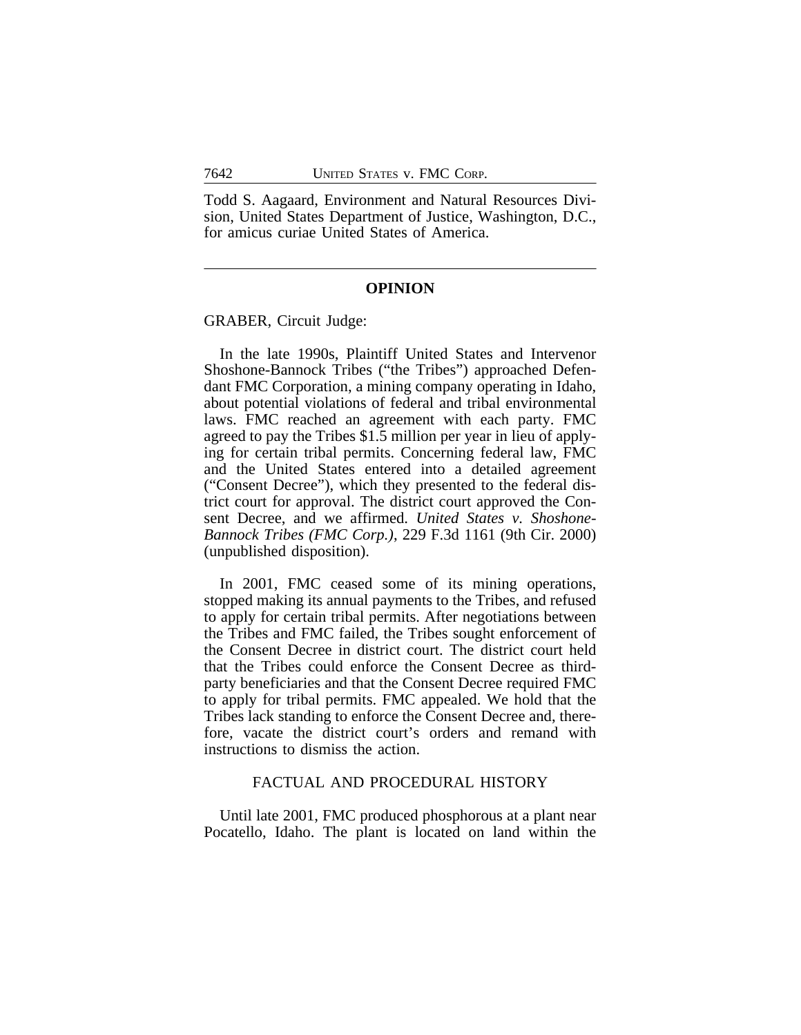Todd S. Aagaard, Environment and Natural Resources Division, United States Department of Justice, Washington, D.C., for amicus curiae United States of America.

---

## OPINION

GRABER, Circuit Judge:

In the late 1990s, Plaintiff United States and Intervenor Shoshone-Bannock Tribes ("the Tribes") approached Defendant FMC Corporation, a mining company operating in Idaho, about potential violations of federal and tribal environmental laws. FMC reached an agreement with each party. FMC agreed to pay the Tribes $1.5 million per year in lieu of applying for certain tribal permits. Concerning federal law, FMC and the United States entered into a detailed agreement ("Consent Decree"), which they presented to the federal district court for approval. The district court approved the Consent Decree, and we affirmed. *United States v. Shoshone-Bannock Tribes (FMC Corp.)*, 229 F.3d 1161 (9th Cir. 2000) (unpublished disposition).

In 2001, FMC ceased some of its mining operations, stopped making its annual payments to the Tribes, and refused to apply for certain tribal permits. After negotiations between the Tribes and FMC failed, the Tribes sought enforcement of the Consent Decree in district court. The district court held that the Tribes could enforce the Consent Decree as third-party beneficiaries and that the Consent Decree required FMC to apply for tribal permits. FMC appealed. We hold that the Tribes lack standing to enforce the Consent Decree and, therefore, vacate the district court's orders and remand with instructions to dismiss the action.

### FACTUAL AND PROCEDURAL HISTORY

Until late 2001, FMC produced phosphorous at a plant near Pocatello, Idaho. The plant is located on land within the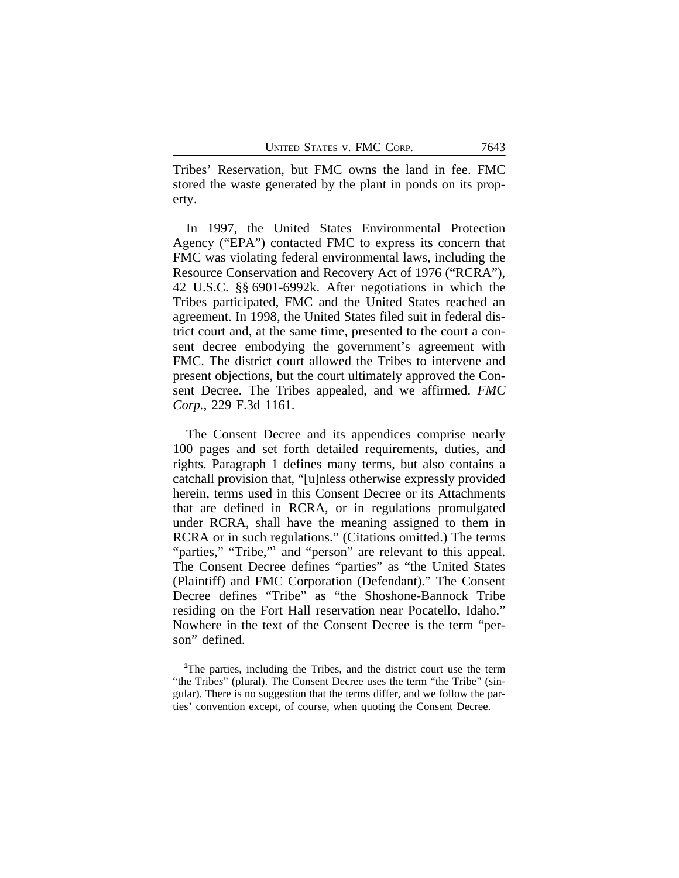Tribes' Reservation, but FMC owns the land in fee. FMC stored the waste generated by the plant in ponds on its property.

In 1997, the United States Environmental Protection Agency ("EPA") contacted FMC to express its concern that FMC was violating federal environmental laws, including the Resource Conservation and Recovery Act of 1976 ("RCRA"), 42 U.S.C. §§ 6901-6992k. After negotiations in which the Tribes participated, FMC and the United States reached an agreement. In 1998, the United States filed suit in federal district court and, at the same time, presented to the court a consent decree embodying the government's agreement with FMC. The district court allowed the Tribes to intervene and present objections, but the court ultimately approved the Consent Decree. The Tribes appealed, and we affirmed. *FMC Corp.*, 229 F.3d 1161.

The Consent Decree and its appendices comprise nearly 100 pages and set forth detailed requirements, duties, and rights. Paragraph 1 defines many terms, but also contains a catchall provision that, "[u]nless otherwise expressly provided herein, terms used in this Consent Decree or its Attachments that are defined in RCRA, or in regulations promulgated under RCRA, shall have the meaning assigned to them in RCRA or in such regulations." (Citations omitted.) The terms "parties," "Tribe,"[1] and "person" are relevant to this appeal. The Consent Decree defines "parties" as "the United States (Plaintiff) and FMC Corporation (Defendant)." The Consent Decree defines "Tribe" as "the Shoshone-Bannock Tribe residing on the Fort Hall reservation near Pocatello, Idaho." Nowhere in the text of the Consent Decree is the term "person" defined.

[1]The parties, including the Tribes, and the district court use the term "the Tribes" (plural). The Consent Decree uses the term "the Tribe" (singular). There is no suggestion that the terms differ, and we follow the parties' convention except, of course, when quoting the Consent Decree.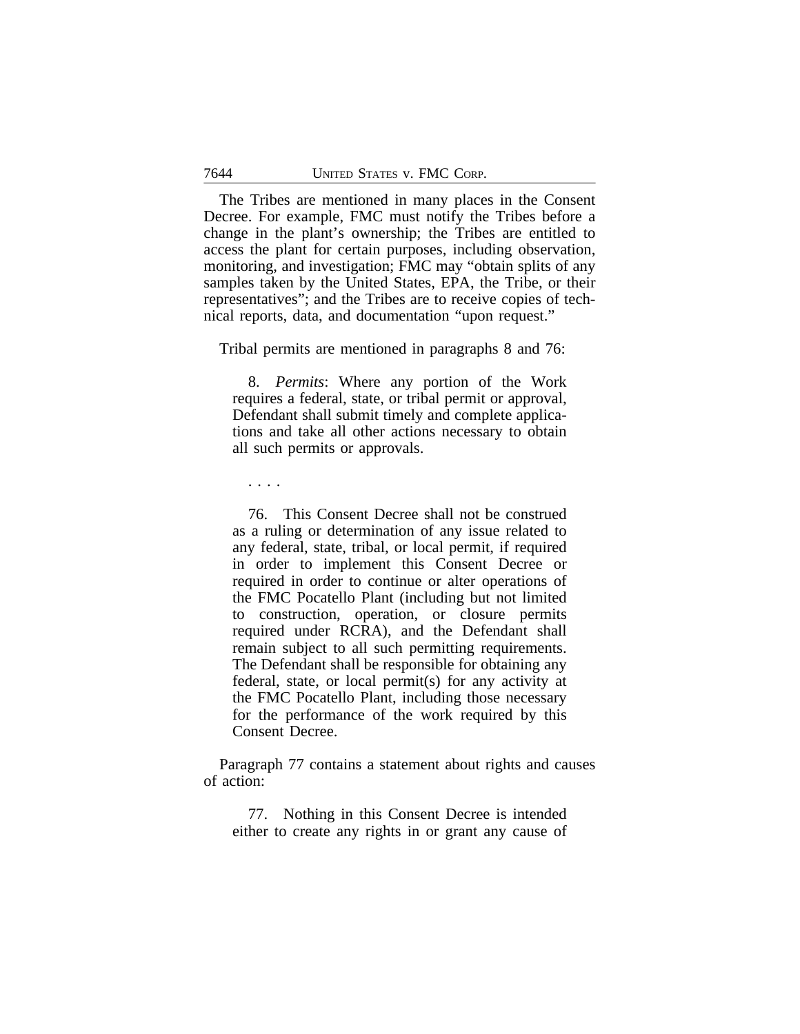The Tribes are mentioned in many places in the Consent Decree. For example, FMC must notify the Tribes before a change in the plant's ownership; the Tribes are entitled to access the plant for certain purposes, including observation, monitoring, and investigation; FMC may "obtain splits of any samples taken by the United States, EPA, the Tribe, or their representatives"; and the Tribes are to receive copies of technical reports, data, and documentation "upon request."

Tribal permits are mentioned in paragraphs 8 and 76:

> 8. *Permits*: Where any portion of the Work requires a federal, state, or tribal permit or approval, Defendant shall submit timely and complete applications and take all other actions necessary to obtain all such permits or approvals.
>
> . . . .
>
> 76. This Consent Decree shall not be construed as a ruling or determination of any issue related to any federal, state, tribal, or local permit, if required in order to implement this Consent Decree or required in order to continue or alter operations of the FMC Pocatello Plant (including but not limited to construction, operation, or closure permits required under RCRA), and the Defendant shall remain subject to all such permitting requirements. The Defendant shall be responsible for obtaining any federal, state, or local permit(s) for any activity at the FMC Pocatello Plant, including those necessary for the performance of the work required by this Consent Decree.

Paragraph 77 contains a statement about rights and causes of action:

> 77. Nothing in this Consent Decree is intended either to create any rights in or grant any cause of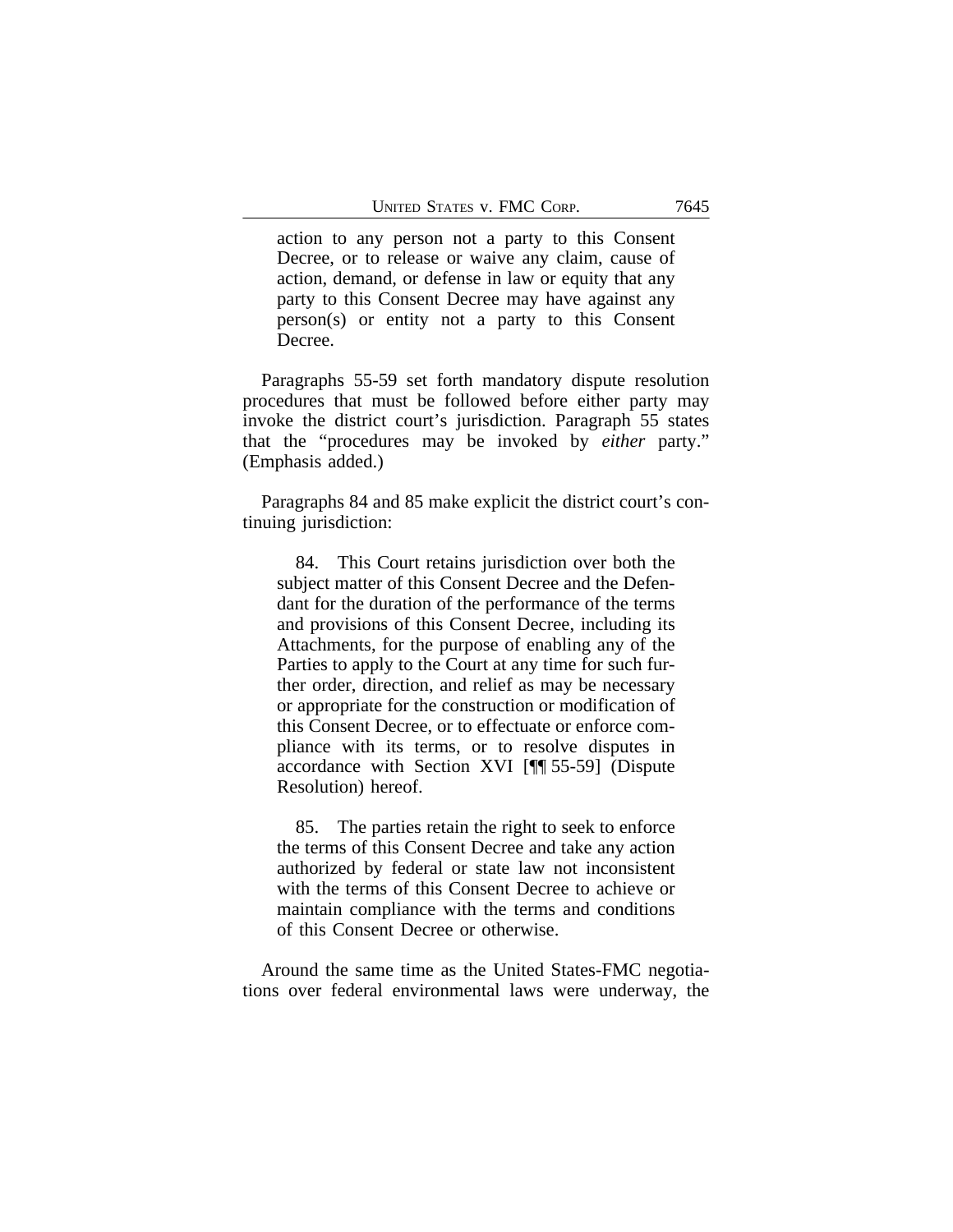> action to any person not a party to this Consent Decree, or to release or waive any claim, cause of action, demand, or defense in law or equity that any party to this Consent Decree may have against any person(s) or entity not a party to this Consent Decree.

Paragraphs 55-59 set forth mandatory dispute resolution procedures that must be followed before either party may invoke the district court's jurisdiction. Paragraph 55 states that the "procedures may be invoked by *either* party." (Emphasis added.)

Paragraphs 84 and 85 make explicit the district court's continuing jurisdiction:

> 84. This Court retains jurisdiction over both the subject matter of this Consent Decree and the Defendant for the duration of the performance of the terms and provisions of this Consent Decree, including its Attachments, for the purpose of enabling any of the Parties to apply to the Court at any time for such further order, direction, and relief as may be necessary or appropriate for the construction or modification of this Consent Decree, or to effectuate or enforce compliance with its terms, or to resolve disputes in accordance with Section XVI [¶¶ 55-59] (Dispute Resolution) hereof.
>
> 85. The parties retain the right to seek to enforce the terms of this Consent Decree and take any action authorized by federal or state law not inconsistent with the terms of this Consent Decree to achieve or maintain compliance with the terms and conditions of this Consent Decree or otherwise.

Around the same time as the United States-FMC negotiations over federal environmental laws were underway, the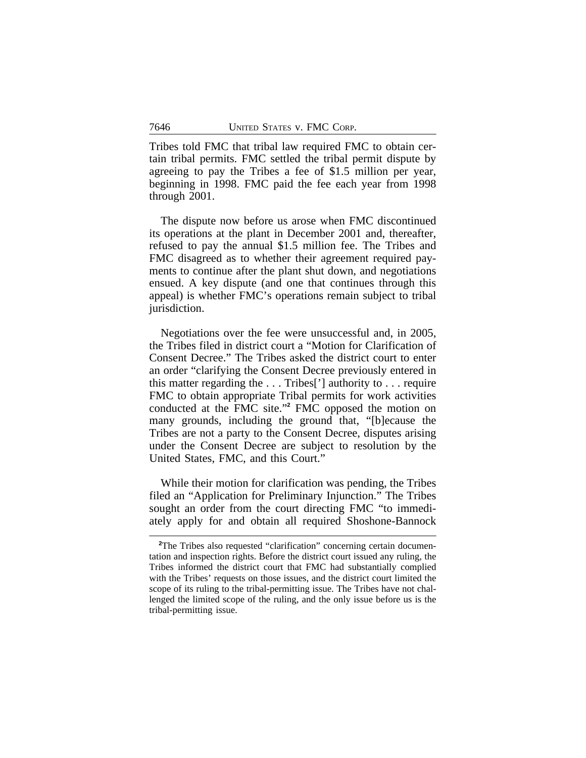Tribes told FMC that tribal law required FMC to obtain certain tribal permits. FMC settled the tribal permit dispute by agreeing to pay the Tribes a fee of $1.5 million per year, beginning in 1998. FMC paid the fee each year from 1998 through 2001.

The dispute now before us arose when FMC discontinued its operations at the plant in December 2001 and, thereafter, refused to pay the annual $1.5 million fee. The Tribes and FMC disagreed as to whether their agreement required payments to continue after the plant shut down, and negotiations ensued. A key dispute (and one that continues through this appeal) is whether FMC's operations remain subject to tribal jurisdiction.

Negotiations over the fee were unsuccessful and, in 2005, the Tribes filed in district court a "Motion for Clarification of Consent Decree." The Tribes asked the district court to enter an order "clarifying the Consent Decree previously entered in this matter regarding the . . . Tribes['] authority to . . . require FMC to obtain appropriate Tribal permits for work activities conducted at the FMC site."[2] FMC opposed the motion on many grounds, including the ground that, "[b]ecause the Tribes are not a party to the Consent Decree, disputes arising under the Consent Decree are subject to resolution by the United States, FMC, and this Court."

While their motion for clarification was pending, the Tribes filed an "Application for Preliminary Injunction." The Tribes sought an order from the court directing FMC "to immediately apply for and obtain all required Shoshone-Bannock

---

[2]The Tribes also requested "clarification" concerning certain documentation and inspection rights. Before the district court issued any ruling, the Tribes informed the district court that FMC had substantially complied with the Tribes' requests on those issues, and the district court limited the scope of its ruling to the tribal-permitting issue. The Tribes have not challenged the limited scope of the ruling, and the only issue before us is the tribal-permitting issue.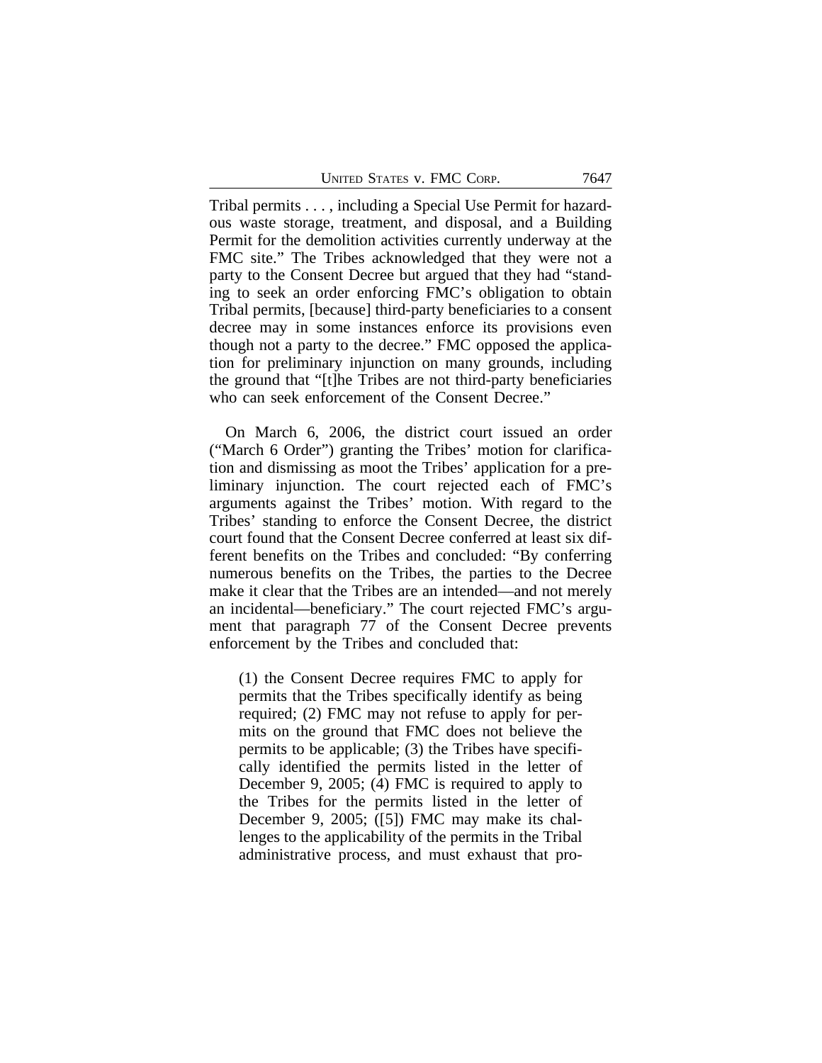Tribal permits . . . , including a Special Use Permit for hazardous waste storage, treatment, and disposal, and a Building Permit for the demolition activities currently underway at the FMC site." The Tribes acknowledged that they were not a party to the Consent Decree but argued that they had "standing to seek an order enforcing FMC's obligation to obtain Tribal permits, [because] third-party beneficiaries to a consent decree may in some instances enforce its provisions even though not a party to the decree." FMC opposed the application for preliminary injunction on many grounds, including the ground that "[t]he Tribes are not third-party beneficiaries who can seek enforcement of the Consent Decree."

On March 6, 2006, the district court issued an order ("March 6 Order") granting the Tribes' motion for clarification and dismissing as moot the Tribes' application for a preliminary injunction. The court rejected each of FMC's arguments against the Tribes' motion. With regard to the Tribes' standing to enforce the Consent Decree, the district court found that the Consent Decree conferred at least six different benefits on the Tribes and concluded: "By conferring numerous benefits on the Tribes, the parties to the Decree make it clear that the Tribes are an intended—and not merely an incidental—beneficiary." The court rejected FMC's argument that paragraph 77 of the Consent Decree prevents enforcement by the Tribes and concluded that:

> (1) the Consent Decree requires FMC to apply for permits that the Tribes specifically identify as being required; (2) FMC may not refuse to apply for permits on the ground that FMC does not believe the permits to be applicable; (3) the Tribes have specifically identified the permits listed in the letter of December 9, 2005; (4) FMC is required to apply to the Tribes for the permits listed in the letter of December 9, 2005; ([5]) FMC may make its challenges to the applicability of the permits in the Tribal administrative process, and must exhaust that pro-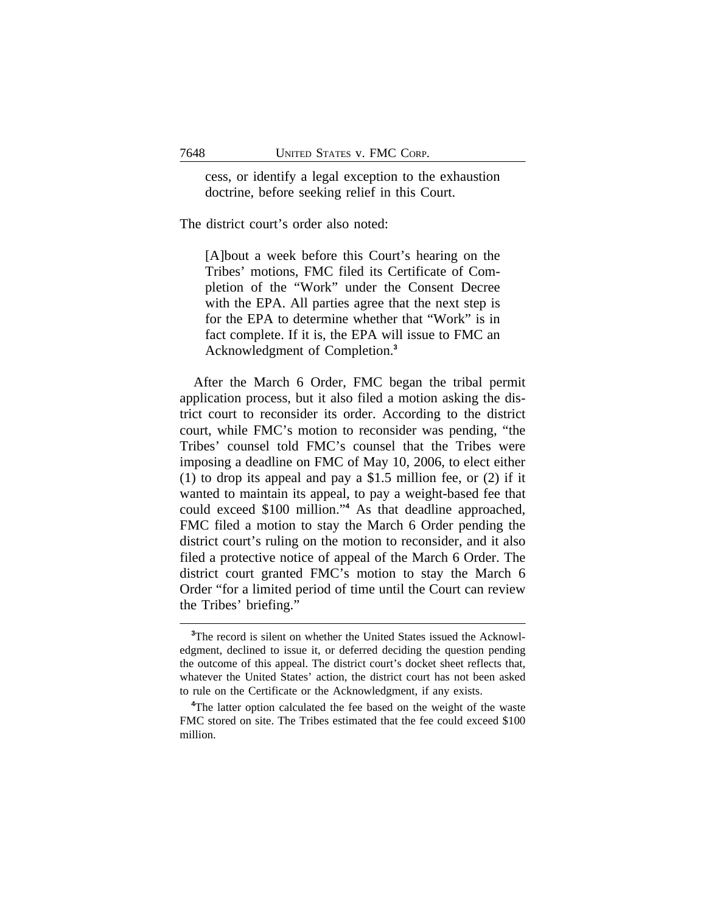> cess, or identify a legal exception to the exhaustion doctrine, before seeking relief in this Court.

The district court's order also noted:

> [A]bout a week before this Court's hearing on the Tribes' motions, FMC filed its Certificate of Completion of the "Work" under the Consent Decree with the EPA. All parties agree that the next step is for the EPA to determine whether that "Work" is in fact complete. If it is, the EPA will issue to FMC an Acknowledgment of Completion.[3]

After the March 6 Order, FMC began the tribal permit application process, but it also filed a motion asking the district court to reconsider its order. According to the district court, while FMC's motion to reconsider was pending, "the Tribes' counsel told FMC's counsel that the Tribes were imposing a deadline on FMC of May 10, 2006, to elect either (1) to drop its appeal and pay a $1.5 million fee, or (2) if it wanted to maintain its appeal, to pay a weight-based fee that could exceed $100 million."[4] As that deadline approached, FMC filed a motion to stay the March 6 Order pending the district court's ruling on the motion to reconsider, and it also filed a protective notice of appeal of the March 6 Order. The district court granted FMC's motion to stay the March 6 Order "for a limited period of time until the Court can review the Tribes' briefing."

[3]The record is silent on whether the United States issued the Acknowledgment, declined to issue it, or deferred deciding the question pending the outcome of this appeal. The district court's docket sheet reflects that, whatever the United States' action, the district court has not been asked to rule on the Certificate or the Acknowledgment, if any exists.

[4]The latter option calculated the fee based on the weight of the waste FMC stored on site. The Tribes estimated that the fee could exceed $100 million.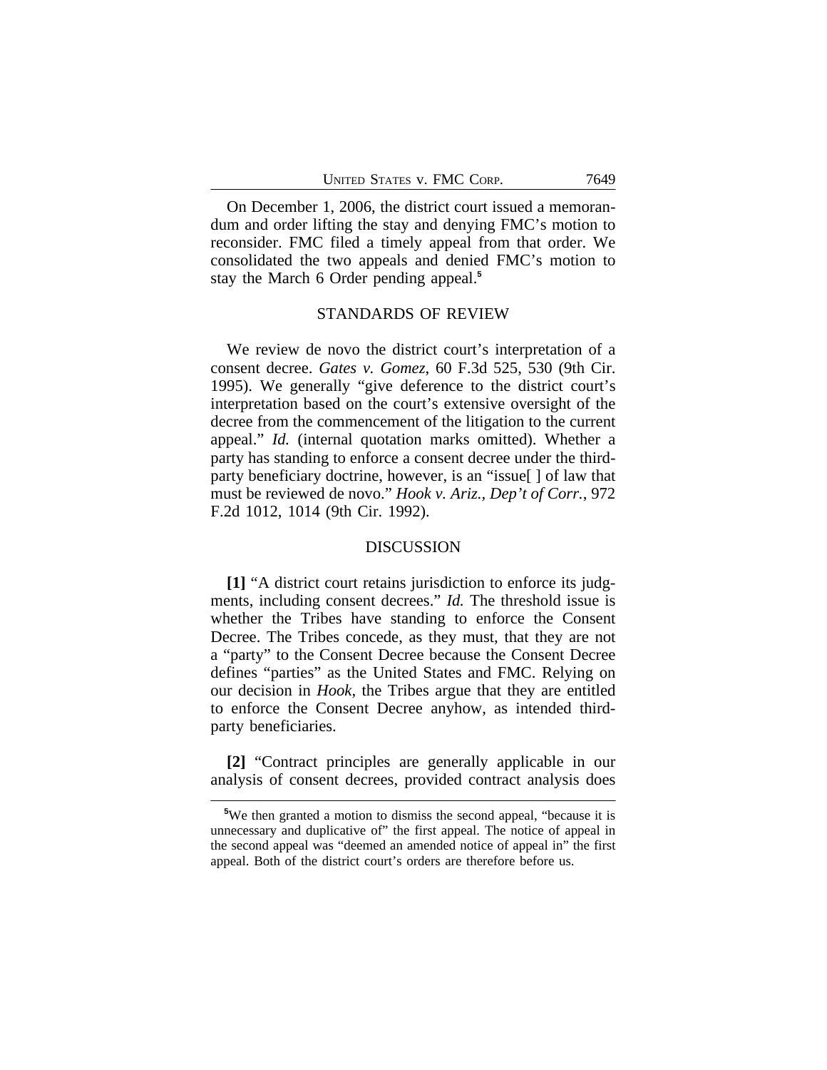On December 1, 2006, the district court issued a memorandum and order lifting the stay and denying FMC's motion to reconsider. FMC filed a timely appeal from that order. We consolidated the two appeals and denied FMC's motion to stay the March 6 Order pending appeal.[5]

## STANDARDS OF REVIEW

We review de novo the district court's interpretation of a consent decree. *Gates v. Gomez*, 60 F.3d 525, 530 (9th Cir. 1995). We generally "give deference to the district court's interpretation based on the court's extensive oversight of the decree from the commencement of the litigation to the current appeal." *Id.* (internal quotation marks omitted). Whether a party has standing to enforce a consent decree under the third-party beneficiary doctrine, however, is an "issue[ ] of law that must be reviewed de novo." *Hook v. Ariz., Dep't of Corr.*, 972 F.2d 1012, 1014 (9th Cir. 1992).

## DISCUSSION

**[1]** "A district court retains jurisdiction to enforce its judgments, including consent decrees." *Id.* The threshold issue is whether the Tribes have standing to enforce the Consent Decree. The Tribes concede, as they must, that they are not a "party" to the Consent Decree because the Consent Decree defines "parties" as the United States and FMC. Relying on our decision in *Hook*, the Tribes argue that they are entitled to enforce the Consent Decree anyhow, as intended third-party beneficiaries.

**[2]** "Contract principles are generally applicable in our analysis of consent decrees, provided contract analysis does

---

[5] We then granted a motion to dismiss the second appeal, "because it is unnecessary and duplicative of" the first appeal. The notice of appeal in the second appeal was "deemed an amended notice of appeal in" the first appeal. Both of the district court's orders are therefore before us.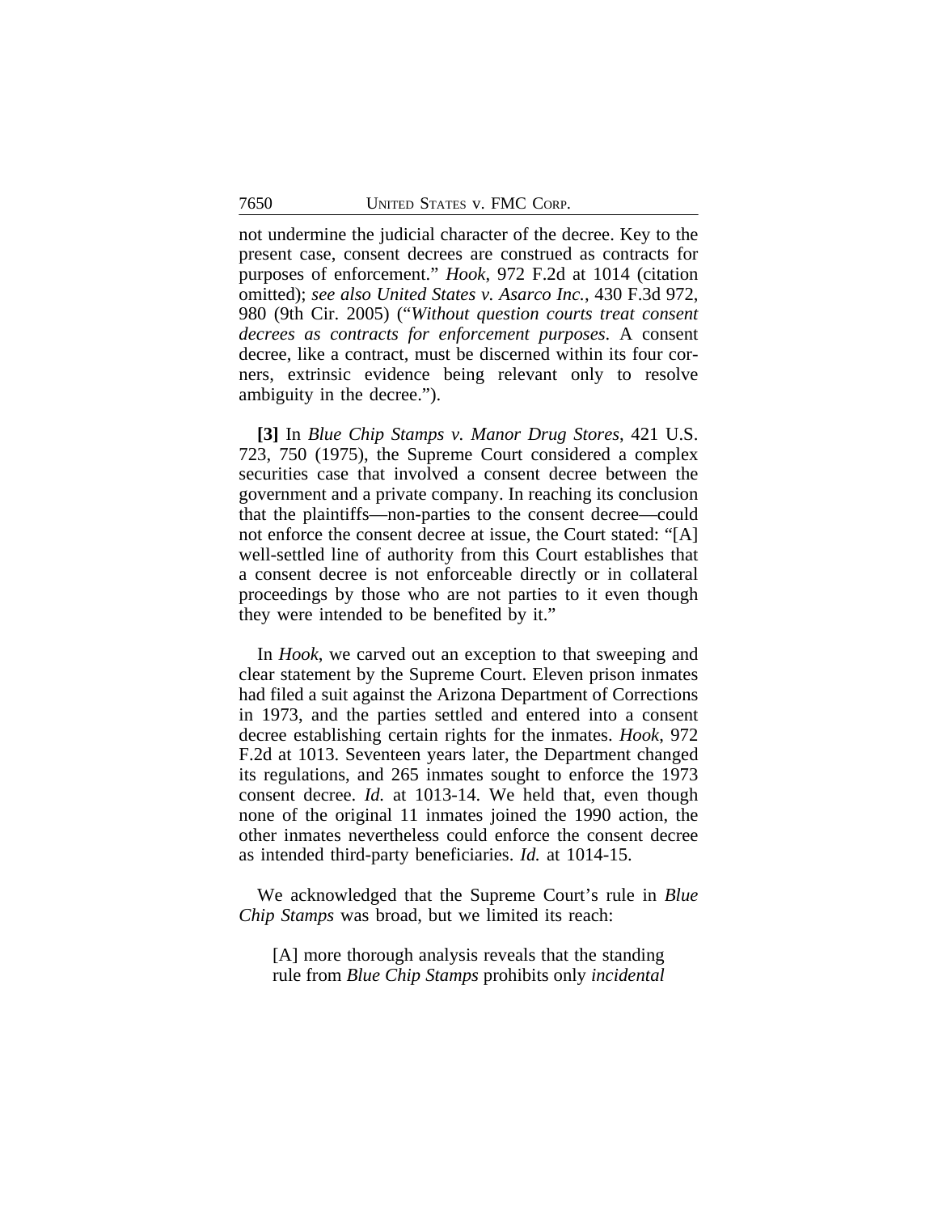not undermine the judicial character of the decree. Key to the present case, consent decrees are construed as contracts for purposes of enforcement." *Hook*, 972 F.2d at 1014 (citation omitted); *see also United States v. Asarco Inc.*, 430 F.3d 972, 980 (9th Cir. 2005) ("*Without question courts treat consent decrees as contracts for enforcement purposes*. A consent decree, like a contract, must be discerned within its four corners, extrinsic evidence being relevant only to resolve ambiguity in the decree.").

**[3]** In *Blue Chip Stamps v. Manor Drug Stores*, 421 U.S. 723, 750 (1975), the Supreme Court considered a complex securities case that involved a consent decree between the government and a private company. In reaching its conclusion that the plaintiffs—non-parties to the consent decree—could not enforce the consent decree at issue, the Court stated: "[A] well-settled line of authority from this Court establishes that a consent decree is not enforceable directly or in collateral proceedings by those who are not parties to it even though they were intended to be benefited by it."

In *Hook*, we carved out an exception to that sweeping and clear statement by the Supreme Court. Eleven prison inmates had filed a suit against the Arizona Department of Corrections in 1973, and the parties settled and entered into a consent decree establishing certain rights for the inmates. *Hook*, 972 F.2d at 1013. Seventeen years later, the Department changed its regulations, and 265 inmates sought to enforce the 1973 consent decree. *Id.* at 1013-14. We held that, even though none of the original 11 inmates joined the 1990 action, the other inmates nevertheless could enforce the consent decree as intended third-party beneficiaries. *Id.* at 1014-15.

We acknowledged that the Supreme Court's rule in *Blue Chip Stamps* was broad, but we limited its reach:

> [A] more thorough analysis reveals that the standing rule from *Blue Chip Stamps* prohibits only *incidental*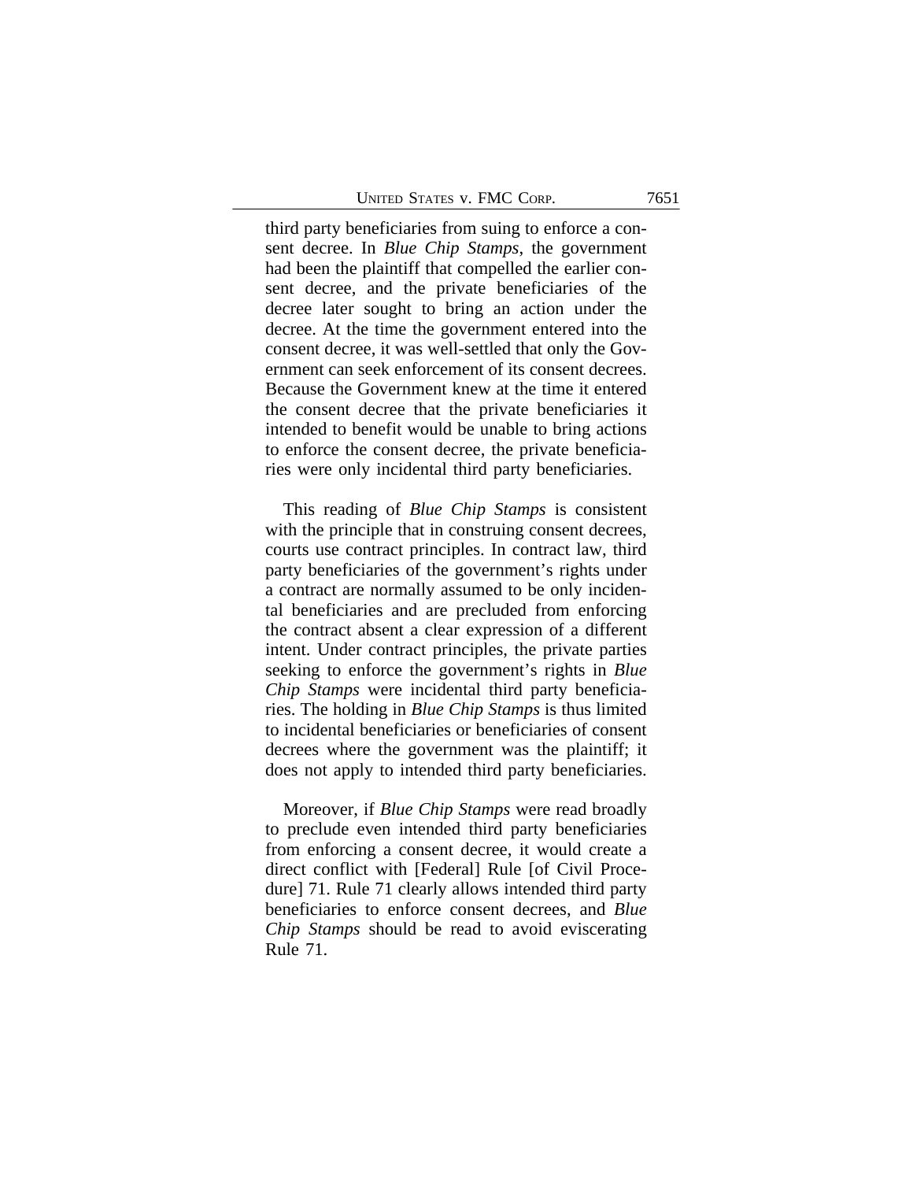third party beneficiaries from suing to enforce a consent decree. In *Blue Chip Stamps*, the government had been the plaintiff that compelled the earlier consent decree, and the private beneficiaries of the decree later sought to bring an action under the decree. At the time the government entered into the consent decree, it was well-settled that only the Government can seek enforcement of its consent decrees. Because the Government knew at the time it entered the consent decree that the private beneficiaries it intended to benefit would be unable to bring actions to enforce the consent decree, the private beneficiaries were only incidental third party beneficiaries.

This reading of *Blue Chip Stamps* is consistent with the principle that in construing consent decrees, courts use contract principles. In contract law, third party beneficiaries of the government's rights under a contract are normally assumed to be only incidental beneficiaries and are precluded from enforcing the contract absent a clear expression of a different intent. Under contract principles, the private parties seeking to enforce the government's rights in *Blue Chip Stamps* were incidental third party beneficiaries. The holding in *Blue Chip Stamps* is thus limited to incidental beneficiaries or beneficiaries of consent decrees where the government was the plaintiff; it does not apply to intended third party beneficiaries.

Moreover, if *Blue Chip Stamps* were read broadly to preclude even intended third party beneficiaries from enforcing a consent decree, it would create a direct conflict with [Federal] Rule [of Civil Procedure] 71. Rule 71 clearly allows intended third party beneficiaries to enforce consent decrees, and *Blue Chip Stamps* should be read to avoid eviscerating Rule 71.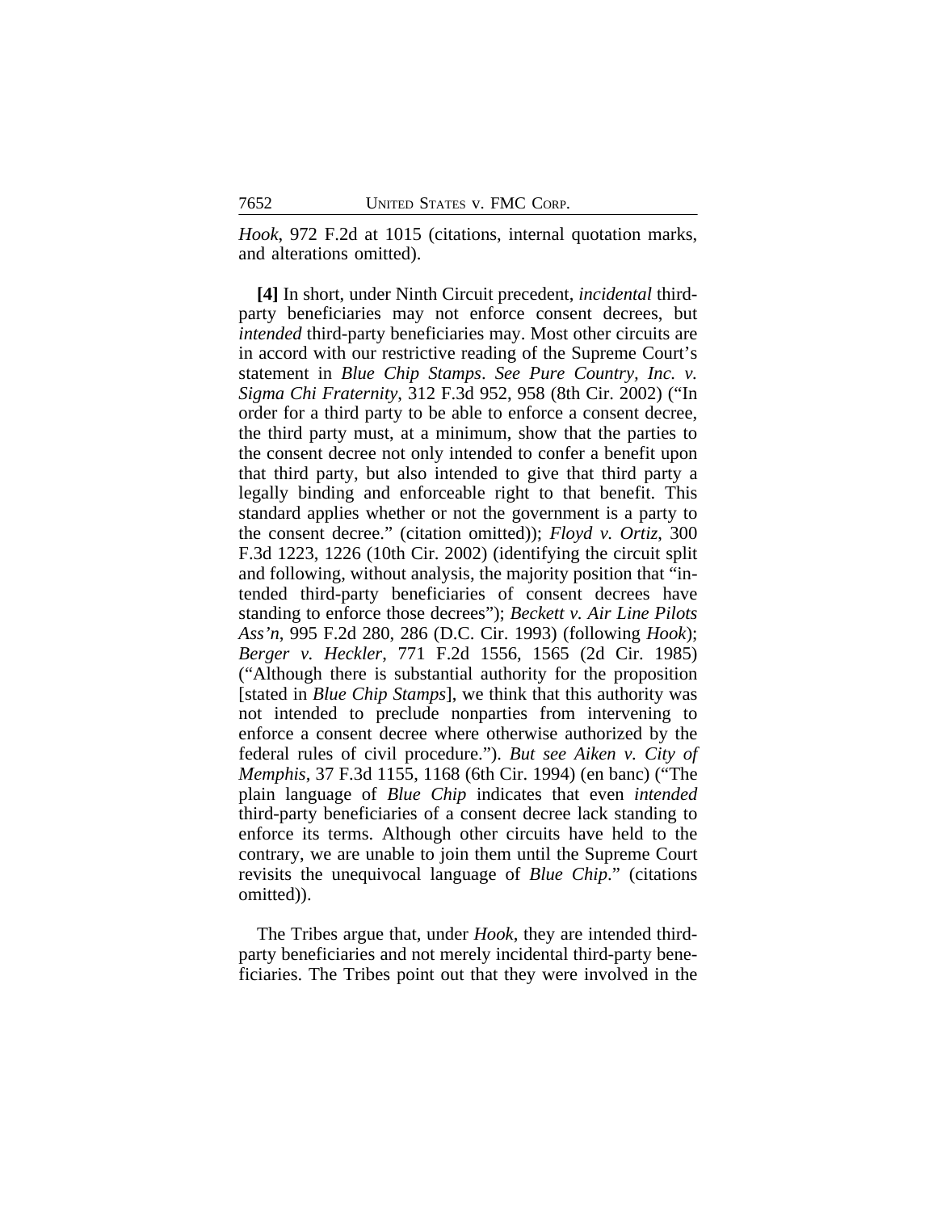*Hook*, 972 F.2d at 1015 (citations, internal quotation marks, and alterations omitted).

**[4]** In short, under Ninth Circuit precedent, *incidental* third-party beneficiaries may not enforce consent decrees, but *intended* third-party beneficiaries may. Most other circuits are in accord with our restrictive reading of the Supreme Court's statement in *Blue Chip Stamps*. *See Pure Country, Inc. v. Sigma Chi Fraternity*, 312 F.3d 952, 958 (8th Cir. 2002) ("In order for a third party to be able to enforce a consent decree, the third party must, at a minimum, show that the parties to the consent decree not only intended to confer a benefit upon that third party, but also intended to give that third party a legally binding and enforceable right to that benefit. This standard applies whether or not the government is a party to the consent decree." (citation omitted)); *Floyd v. Ortiz*, 300 F.3d 1223, 1226 (10th Cir. 2002) (identifying the circuit split and following, without analysis, the majority position that "intended third-party beneficiaries of consent decrees have standing to enforce those decrees"); *Beckett v. Air Line Pilots Ass'n*, 995 F.2d 280, 286 (D.C. Cir. 1993) (following *Hook*); *Berger v. Heckler*, 771 F.2d 1556, 1565 (2d Cir. 1985) ("Although there is substantial authority for the proposition [stated in *Blue Chip Stamps*], we think that this authority was not intended to preclude nonparties from intervening to enforce a consent decree where otherwise authorized by the federal rules of civil procedure."). *But see Aiken v. City of Memphis*, 37 F.3d 1155, 1168 (6th Cir. 1994) (en banc) ("The plain language of *Blue Chip* indicates that even *intended* third-party beneficiaries of a consent decree lack standing to enforce its terms. Although other circuits have held to the contrary, we are unable to join them until the Supreme Court revisits the unequivocal language of *Blue Chip*." (citations omitted)).

The Tribes argue that, under *Hook*, they are intended third-party beneficiaries and not merely incidental third-party beneficiaries. The Tribes point out that they were involved in the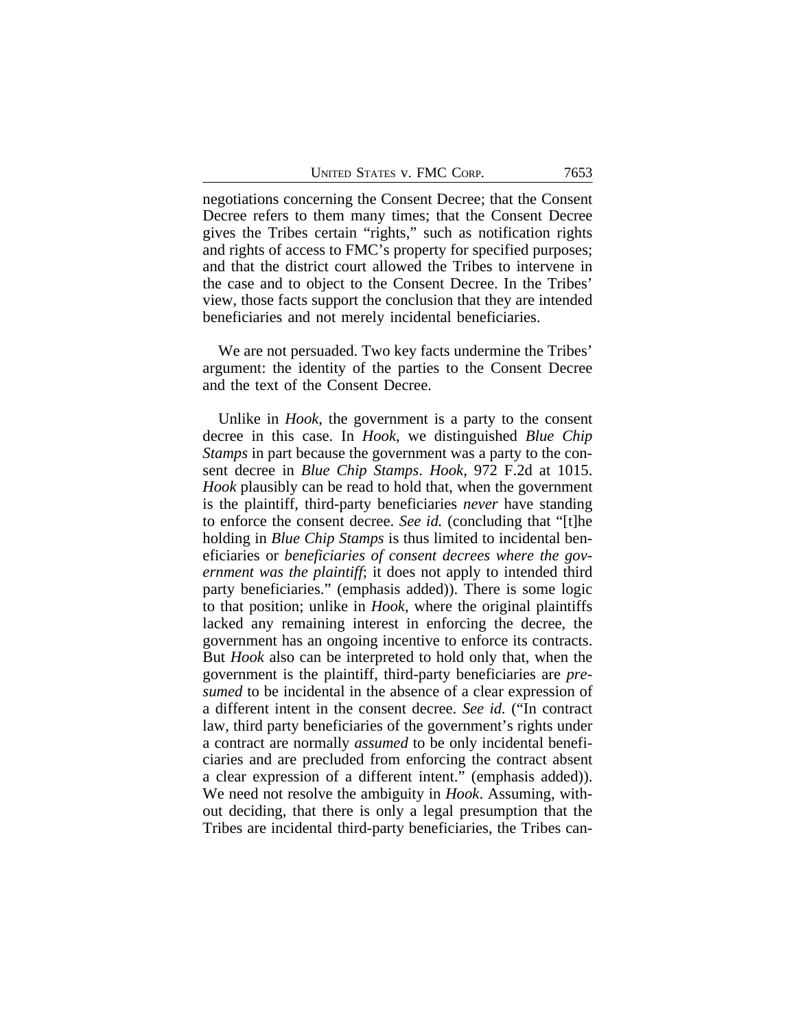negotiations concerning the Consent Decree; that the Consent Decree refers to them many times; that the Consent Decree gives the Tribes certain "rights," such as notification rights and rights of access to FMC's property for specified purposes; and that the district court allowed the Tribes to intervene in the case and to object to the Consent Decree. In the Tribes' view, those facts support the conclusion that they are intended beneficiaries and not merely incidental beneficiaries.

We are not persuaded. Two key facts undermine the Tribes' argument: the identity of the parties to the Consent Decree and the text of the Consent Decree.

Unlike in *Hook*, the government is a party to the consent decree in this case. In *Hook*, we distinguished *Blue Chip Stamps* in part because the government was a party to the consent decree in *Blue Chip Stamps*. *Hook*, 972 F.2d at 1015. *Hook* plausibly can be read to hold that, when the government is the plaintiff, third-party beneficiaries *never* have standing to enforce the consent decree. *See id.* (concluding that "[t]he holding in *Blue Chip Stamps* is thus limited to incidental beneficiaries or *beneficiaries of consent decrees where the government was the plaintiff*; it does not apply to intended third party beneficiaries." (emphasis added)). There is some logic to that position; unlike in *Hook*, where the original plaintiffs lacked any remaining interest in enforcing the decree, the government has an ongoing incentive to enforce its contracts. But *Hook* also can be interpreted to hold only that, when the government is the plaintiff, third-party beneficiaries are *presumed* to be incidental in the absence of a clear expression of a different intent in the consent decree. *See id.* ("In contract law, third party beneficiaries of the government's rights under a contract are normally *assumed* to be only incidental beneficiaries and are precluded from enforcing the contract absent a clear expression of a different intent." (emphasis added)). We need not resolve the ambiguity in *Hook*. Assuming, without deciding, that there is only a legal presumption that the Tribes are incidental third-party beneficiaries, the Tribes can-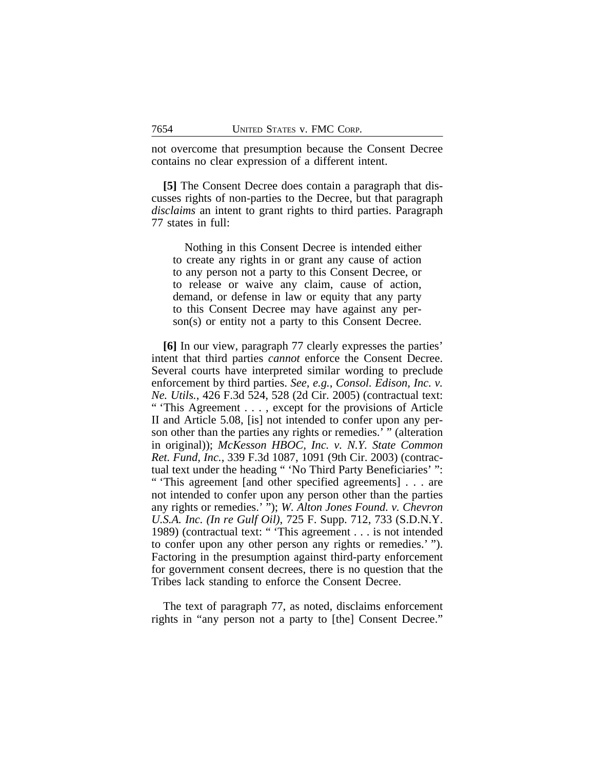not overcome that presumption because the Consent Decree contains no clear expression of a different intent.

**[5]** The Consent Decree does contain a paragraph that discusses rights of non-parties to the Decree, but that paragraph *disclaims* an intent to grant rights to third parties. Paragraph 77 states in full:

> Nothing in this Consent Decree is intended either to create any rights in or grant any cause of action to any person not a party to this Consent Decree, or to release or waive any claim, cause of action, demand, or defense in law or equity that any party to this Consent Decree may have against any person(s) or entity not a party to this Consent Decree.

**[6]** In our view, paragraph 77 clearly expresses the parties' intent that third parties *cannot* enforce the Consent Decree. Several courts have interpreted similar wording to preclude enforcement by third parties. *See, e.g.*, *Consol. Edison, Inc. v. Ne. Utils.*, 426 F.3d 524, 528 (2d Cir. 2005) (contractual text: " 'This Agreement . . . , except for the provisions of Article II and Article 5.08, [is] not intended to confer upon any person other than the parties any rights or remedies.' " (alteration in original)); *McKesson HBOC, Inc. v. N.Y. State Common Ret. Fund, Inc.*, 339 F.3d 1087, 1091 (9th Cir. 2003) (contractual text under the heading " 'No Third Party Beneficiaries' ": " 'This agreement [and other specified agreements] . . . are not intended to confer upon any person other than the parties any rights or remedies.' "); *W. Alton Jones Found. v. Chevron U.S.A. Inc. (In re Gulf Oil)*, 725 F. Supp. 712, 733 (S.D.N.Y. 1989) (contractual text: " 'This agreement . . . is not intended to confer upon any other person any rights or remedies.' "). Factoring in the presumption against third-party enforcement for government consent decrees, there is no question that the Tribes lack standing to enforce the Consent Decree.

The text of paragraph 77, as noted, disclaims enforcement rights in "any person not a party to [the] Consent Decree."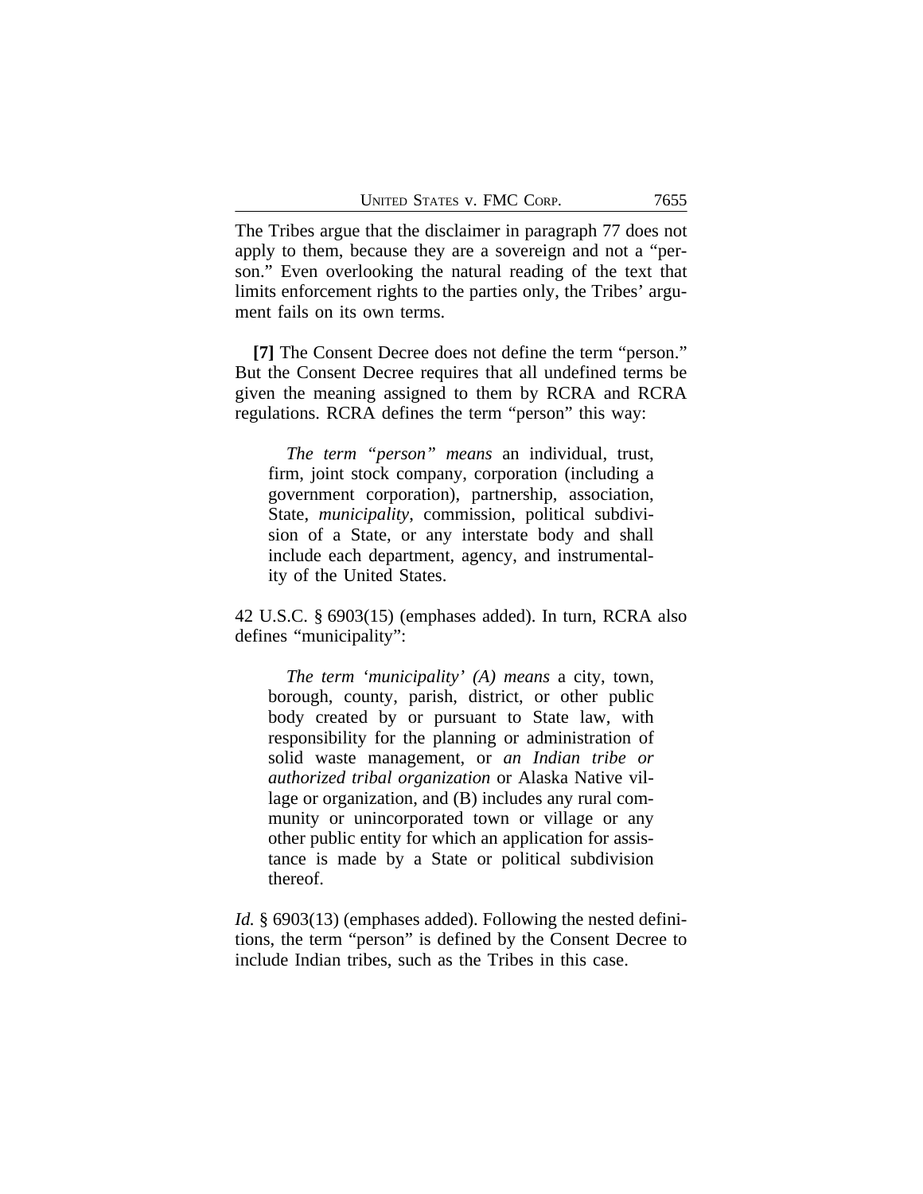The Tribes argue that the disclaimer in paragraph 77 does not apply to them, because they are a sovereign and not a "person." Even overlooking the natural reading of the text that limits enforcement rights to the parties only, the Tribes' argument fails on its own terms.

**[7]** The Consent Decree does not define the term "person." But the Consent Decree requires that all undefined terms be given the meaning assigned to them by RCRA and RCRA regulations. RCRA defines the term "person" this way:

> *The term "person" means* an individual, trust, firm, joint stock company, corporation (including a government corporation), partnership, association, State, *municipality*, commission, political subdivision of a State, or any interstate body and shall include each department, agency, and instrumentality of the United States.

42 U.S.C. § 6903(15) (emphases added). In turn, RCRA also defines "municipality":

> *The term 'municipality' (A) means* a city, town, borough, county, parish, district, or other public body created by or pursuant to State law, with responsibility for the planning or administration of solid waste management, or *an Indian tribe or authorized tribal organization* or Alaska Native village or organization, and (B) includes any rural community or unincorporated town or village or any other public entity for which an application for assistance is made by a State or political subdivision thereof.

*Id.* § 6903(13) (emphases added). Following the nested definitions, the term "person" is defined by the Consent Decree to include Indian tribes, such as the Tribes in this case.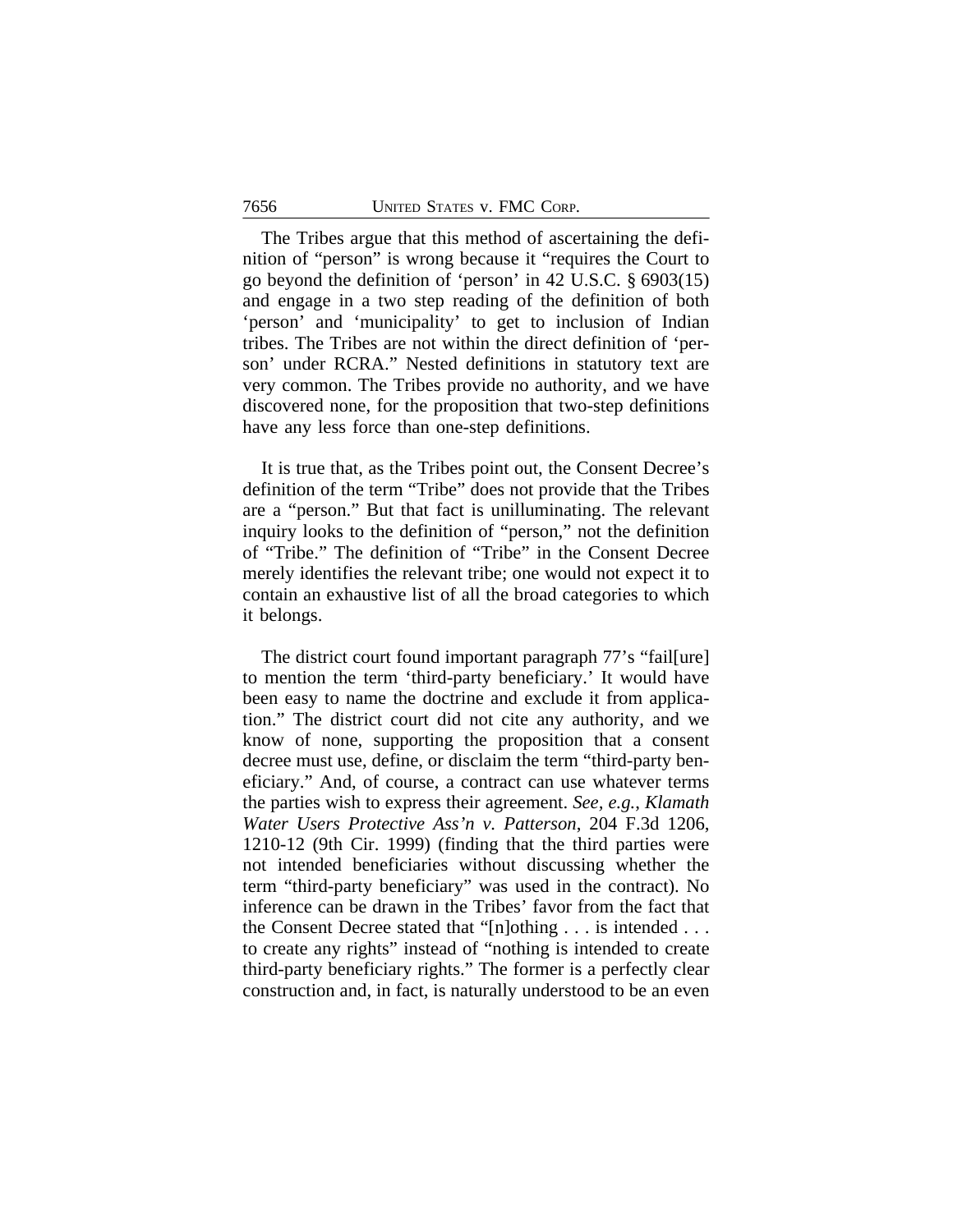The Tribes argue that this method of ascertaining the definition of "person" is wrong because it "requires the Court to go beyond the definition of 'person' in 42 U.S.C. § 6903(15) and engage in a two step reading of the definition of both 'person' and 'municipality' to get to inclusion of Indian tribes. The Tribes are not within the direct definition of 'person' under RCRA." Nested definitions in statutory text are very common. The Tribes provide no authority, and we have discovered none, for the proposition that two-step definitions have any less force than one-step definitions.

It is true that, as the Tribes point out, the Consent Decree's definition of the term "Tribe" does not provide that the Tribes are a "person." But that fact is unilluminating. The relevant inquiry looks to the definition of "person," not the definition of "Tribe." The definition of "Tribe" in the Consent Decree merely identifies the relevant tribe; one would not expect it to contain an exhaustive list of all the broad categories to which it belongs.

The district court found important paragraph 77's "fail[ure] to mention the term 'third-party beneficiary.' It would have been easy to name the doctrine and exclude it from application." The district court did not cite any authority, and we know of none, supporting the proposition that a consent decree must use, define, or disclaim the term "third-party beneficiary." And, of course, a contract can use whatever terms the parties wish to express their agreement. *See, e.g.*, *Klamath Water Users Protective Ass'n v. Patterson*, 204 F.3d 1206, 1210-12 (9th Cir. 1999) (finding that the third parties were not intended beneficiaries without discussing whether the term "third-party beneficiary" was used in the contract). No inference can be drawn in the Tribes' favor from the fact that the Consent Decree stated that "[n]othing . . . is intended . . . to create any rights" instead of "nothing is intended to create third-party beneficiary rights." The former is a perfectly clear construction and, in fact, is naturally understood to be an even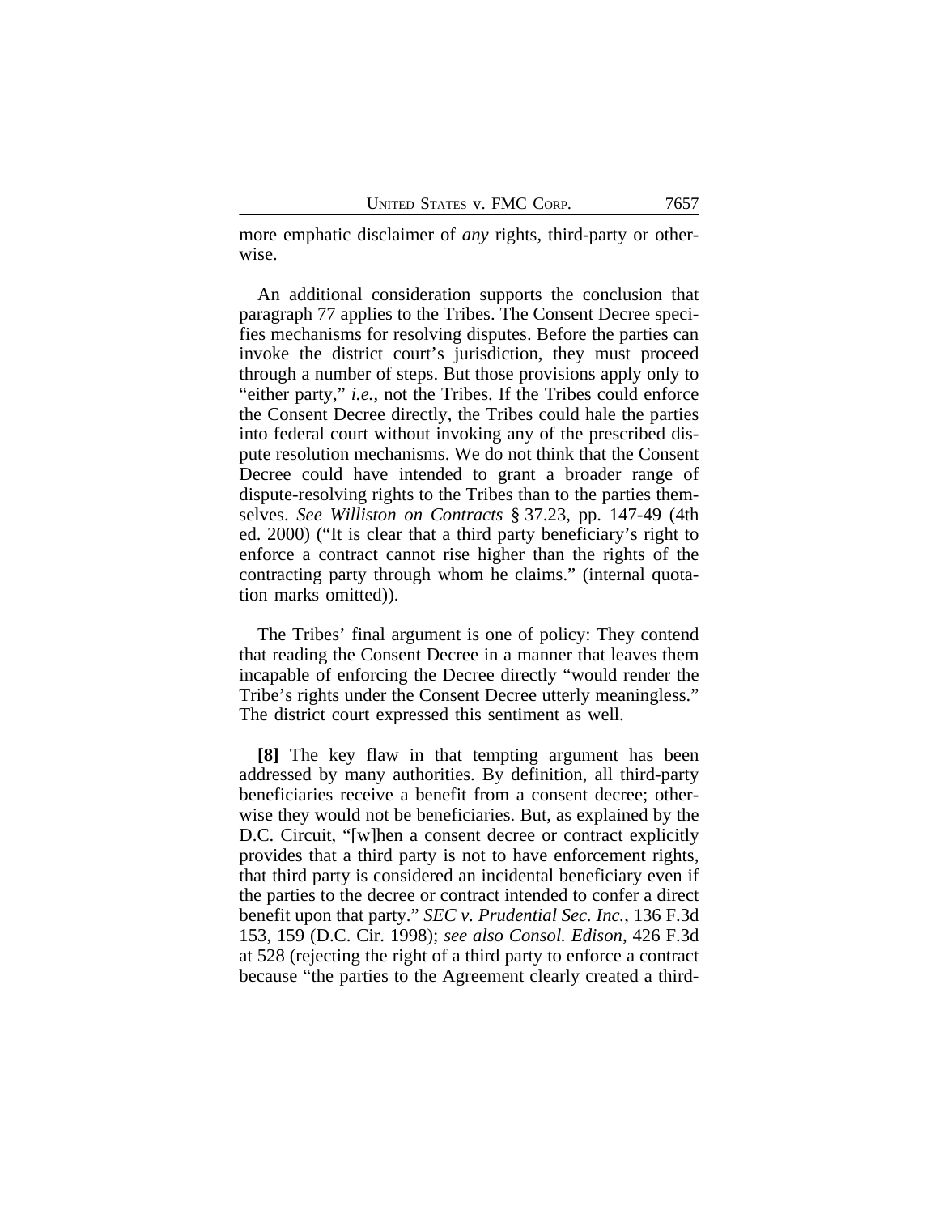more emphatic disclaimer of *any* rights, third-party or otherwise.

An additional consideration supports the conclusion that paragraph 77 applies to the Tribes. The Consent Decree specifies mechanisms for resolving disputes. Before the parties can invoke the district court's jurisdiction, they must proceed through a number of steps. But those provisions apply only to "either party," *i.e.*, not the Tribes. If the Tribes could enforce the Consent Decree directly, the Tribes could hale the parties into federal court without invoking any of the prescribed dispute resolution mechanisms. We do not think that the Consent Decree could have intended to grant a broader range of dispute-resolving rights to the Tribes than to the parties themselves. *See Williston on Contracts* § 37.23, pp. 147-49 (4th ed. 2000) ("It is clear that a third party beneficiary's right to enforce a contract cannot rise higher than the rights of the contracting party through whom he claims." (internal quotation marks omitted)).

The Tribes' final argument is one of policy: They contend that reading the Consent Decree in a manner that leaves them incapable of enforcing the Decree directly "would render the Tribe's rights under the Consent Decree utterly meaningless." The district court expressed this sentiment as well.

**[8]** The key flaw in that tempting argument has been addressed by many authorities. By definition, all third-party beneficiaries receive a benefit from a consent decree; otherwise they would not be beneficiaries. But, as explained by the D.C. Circuit, "[w]hen a consent decree or contract explicitly provides that a third party is not to have enforcement rights, that third party is considered an incidental beneficiary even if the parties to the decree or contract intended to confer a direct benefit upon that party." *SEC v. Prudential Sec. Inc.*, 136 F.3d 153, 159 (D.C. Cir. 1998); *see also Consol. Edison*, 426 F.3d at 528 (rejecting the right of a third party to enforce a contract because "the parties to the Agreement clearly created a third-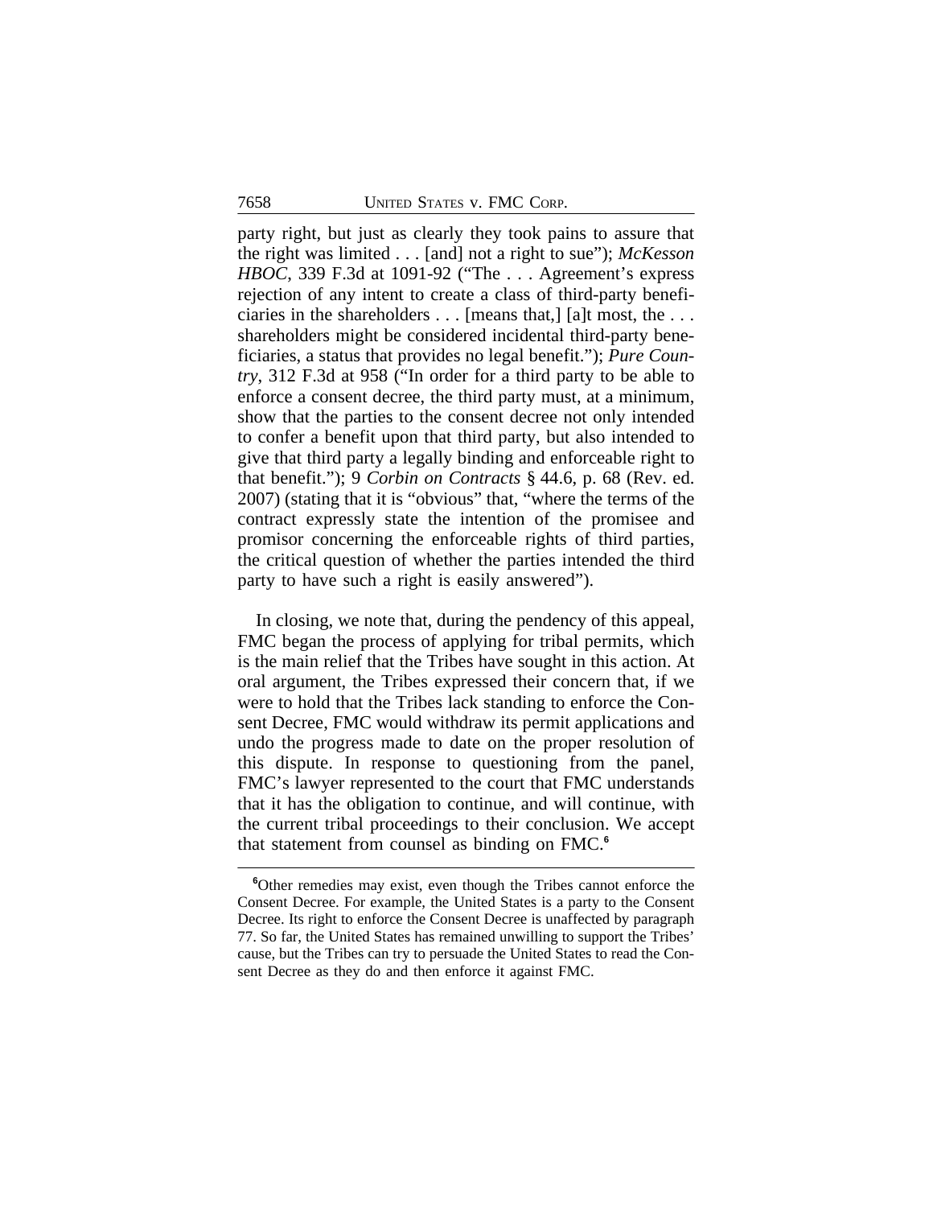party right, but just as clearly they took pains to assure that the right was limited . . . [and] not a right to sue"); *McKesson HBOC*, 339 F.3d at 1091-92 ("The . . . Agreement's express rejection of any intent to create a class of third-party beneficiaries in the shareholders . . . [means that,] [a]t most, the . . . shareholders might be considered incidental third-party beneficiaries, a status that provides no legal benefit."); *Pure Country*, 312 F.3d at 958 ("In order for a third party to be able to enforce a consent decree, the third party must, at a minimum, show that the parties to the consent decree not only intended to confer a benefit upon that third party, but also intended to give that third party a legally binding and enforceable right to that benefit."); 9 *Corbin on Contracts* § 44.6, p. 68 (Rev. ed. 2007) (stating that it is "obvious" that, "where the terms of the contract expressly state the intention of the promisee and promisor concerning the enforceable rights of third parties, the critical question of whether the parties intended the third party to have such a right is easily answered").

In closing, we note that, during the pendency of this appeal, FMC began the process of applying for tribal permits, which is the main relief that the Tribes have sought in this action. At oral argument, the Tribes expressed their concern that, if we were to hold that the Tribes lack standing to enforce the Consent Decree, FMC would withdraw its permit applications and undo the progress made to date on the proper resolution of this dispute. In response to questioning from the panel, FMC's lawyer represented to the court that FMC understands that it has the obligation to continue, and will continue, with the current tribal proceedings to their conclusion. We accept that statement from counsel as binding on FMC.[6]

---

[6]Other remedies may exist, even though the Tribes cannot enforce the Consent Decree. For example, the United States is a party to the Consent Decree. Its right to enforce the Consent Decree is unaffected by paragraph 77. So far, the United States has remained unwilling to support the Tribes' cause, but the Tribes can try to persuade the United States to read the Consent Decree as they do and then enforce it against FMC.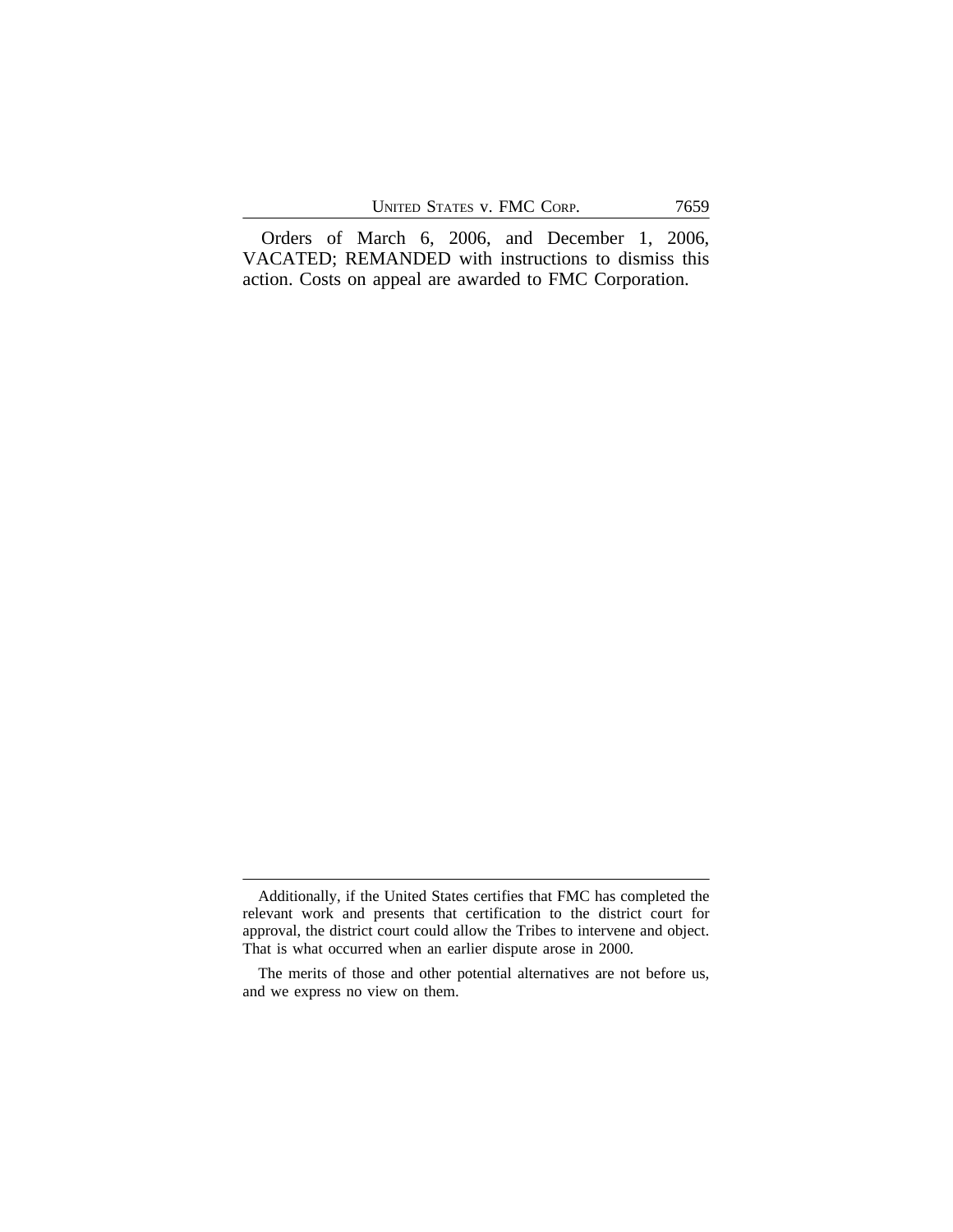Orders of March 6, 2006, and December 1, 2006, VACATED; REMANDED with instructions to dismiss this action. Costs on appeal are awarded to FMC Corporation.

---

Additionally, if the United States certifies that FMC has completed the relevant work and presents that certification to the district court for approval, the district court could allow the Tribes to intervene and object. That is what occurred when an earlier dispute arose in 2000.

The merits of those and other potential alternatives are not before us, and we express no view on them.